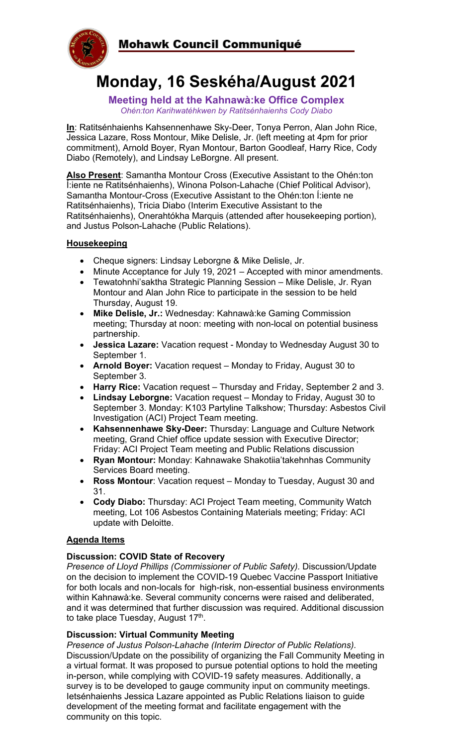## Mohawk Council Communiqué

# Monday, 16 Seskéha/August 2021

**Meeting held at the Kahnawà:ke Office Complex**
*Ohén:ton Karihwatéhkwen by Ratitsénhaienhs Cody Diabo*

**In**: Ratitsénhaienhs Kahsennenhawe Sky-Deer, Tonya Perron, Alan John Rice, Jessica Lazare, Ross Montour, Mike Delisle, Jr. (left meeting at 4pm for prior commitment), Arnold Boyer, Ryan Montour, Barton Goodleaf, Harry Rice, Cody Diabo (Remotely), and Lindsay LeBorgne. All present.

**Also Present**: Samantha Montour Cross (Executive Assistant to the Ohén:ton Í:iente ne Ratitsénhaienhs), Winona Polson-Lahache (Chief Political Advisor), Samantha Montour-Cross (Executive Assistant to the Ohén:ton Í:iente ne Ratitsénhaienhs), Tricia Diabo (Interim Executive Assistant to the Ratitsénhaienhs), Onerahtókha Marquis (attended after housekeeping portion), and Justus Polson-Lahache (Public Relations).

### Housekeeping

- Cheque signers: Lindsay Leborgne & Mike Delisle, Jr.
- Minute Acceptance for July 19, 2021 – Accepted with minor amendments.
- Tewatohnhi'saktha Strategic Planning Session – Mike Delisle, Jr. Ryan Montour and Alan John Rice to participate in the session to be held Thursday, August 19.
- **Mike Delisle, Jr.:** Wednesday: Kahnawà:ke Gaming Commission meeting; Thursday at noon: meeting with non-local on potential business partnership.
- **Jessica Lazare:** Vacation request - Monday to Wednesday August 30 to September 1.
- **Arnold Boyer:** Vacation request – Monday to Friday, August 30 to September 3.
- **Harry Rice:** Vacation request – Thursday and Friday, September 2 and 3.
- **Lindsay Leborgne:** Vacation request – Monday to Friday, August 30 to September 3. Monday: K103 Partyline Talkshow; Thursday: Asbestos Civil Investigation (ACI) Project Team meeting.
- **Kahsennenhawe Sky-Deer:** Thursday: Language and Culture Network meeting, Grand Chief office update session with Executive Director; Friday: ACI Project Team meeting and Public Relations discussion
- **Ryan Montour:** Monday: Kahnawake Shakotiia'takehnhas Community Services Board meeting.
- **Ross Montour**: Vacation request – Monday to Tuesday, August 30 and 31.
- **Cody Diabo:** Thursday: ACI Project Team meeting, Community Watch meeting, Lot 106 Asbestos Containing Materials meeting; Friday: ACI update with Deloitte.

### Agenda Items

**Discussion: COVID State of Recovery**

*Presence of Lloyd Phillips (Commissioner of Public Safety).* Discussion/Update on the decision to implement the COVID-19 Quebec Vaccine Passport Initiative for both locals and non-locals for high-risk, non-essential business environments within Kahnawà:ke. Several community concerns were raised and deliberated, and it was determined that further discussion was required. Additional discussion to take place Tuesday, August 17th.

**Discussion: Virtual Community Meeting**

*Presence of Justus Polson-Lahache (Interim Director of Public Relations).* Discussion/Update on the possibility of organizing the Fall Community Meeting in a virtual format. It was proposed to pursue potential options to hold the meeting in-person, while complying with COVID-19 safety measures. Additionally, a survey is to be developed to gauge community input on community meetings. Ietsénhaienhs Jessica Lazare appointed as Public Relations liaison to guide development of the meeting format and facilitate engagement with the community on this topic.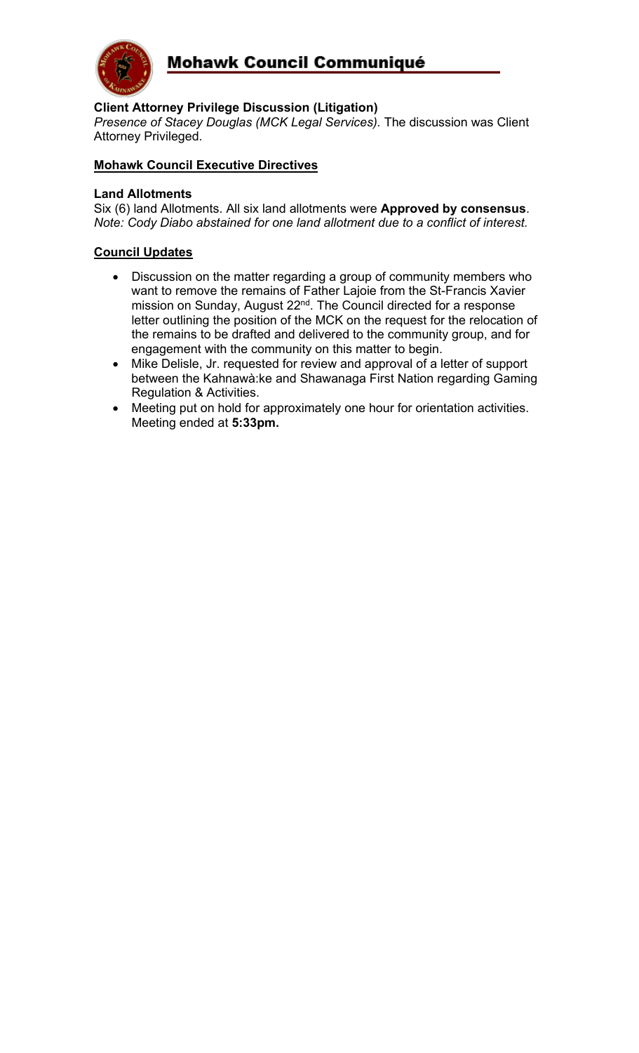## Mohawk Council Communiqué

**Client Attorney Privilege Discussion (Litigation)**
*Presence of Stacey Douglas (MCK Legal Services).* The discussion was Client Attorney Privileged.

**Mohawk Council Executive Directives**

**Land Allotments**
Six (6) land Allotments. All six land allotments were **Approved by consensus**.
*Note: Cody Diabo abstained for one land allotment due to a conflict of interest.*

**Council Updates**

- Discussion on the matter regarding a group of community members who want to remove the remains of Father Lajoie from the St-Francis Xavier mission on Sunday, August 22nd. The Council directed for a response letter outlining the position of the MCK on the request for the relocation of the remains to be drafted and delivered to the community group, and for engagement with the community on this matter to begin.
- Mike Delisle, Jr. requested for review and approval of a letter of support between the Kahnawà:ke and Shawanaga First Nation regarding Gaming Regulation & Activities.
- Meeting put on hold for approximately one hour for orientation activities. Meeting ended at **5:33pm.**